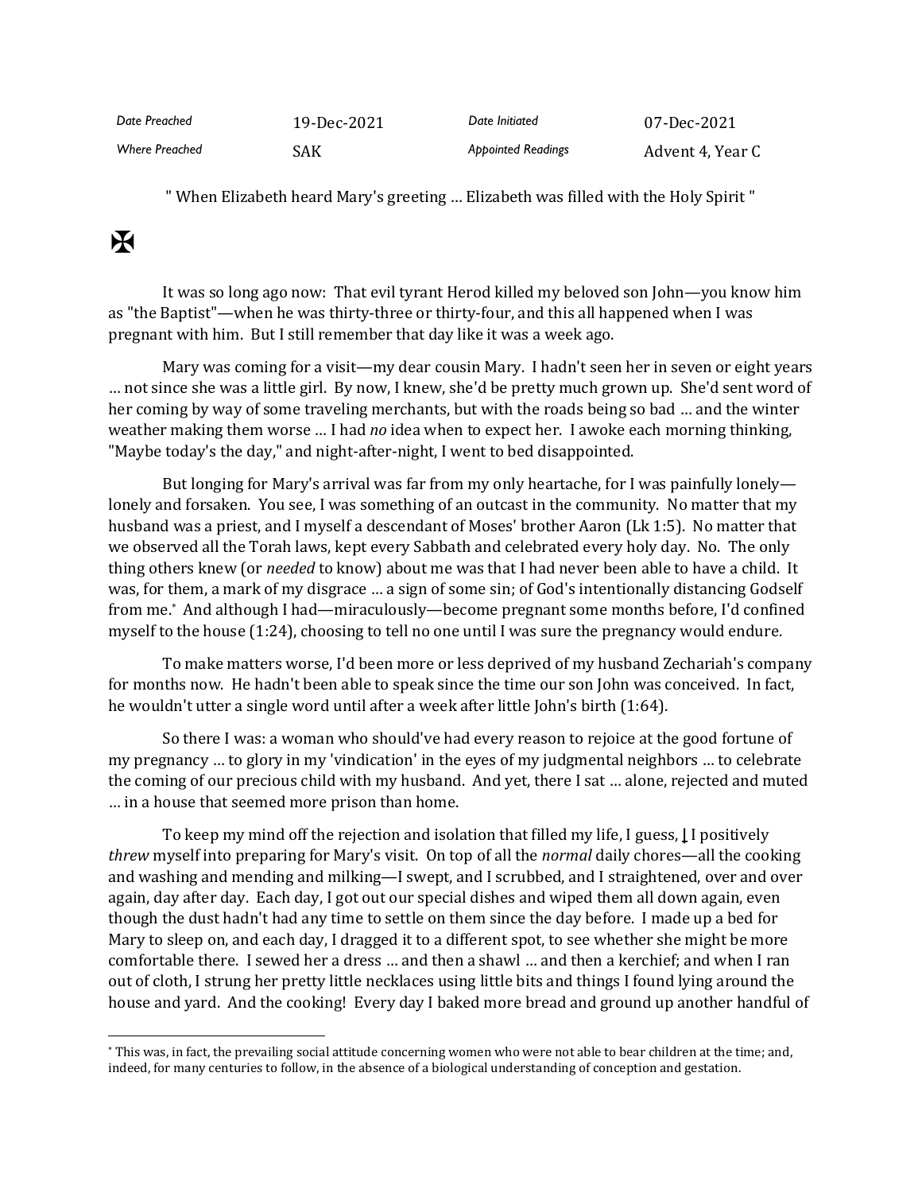| Date Preached | 19-Dec-2021 | Date Initiated | 07-Dec-2021 |
|---|---|---|---|
| Where Preached | SAK | Appointed Readings | Advent 4, Year C |

" When Elizabeth heard Mary's greeting … Elizabeth was filled with the Holy Spirit "

✠

It was so long ago now: That evil tyrant Herod killed my beloved son John—you know him as "the Baptist"—when he was thirty-three or thirty-four, and this all happened when I was pregnant with him. But I still remember that day like it was a week ago.

Mary was coming for a visit—my dear cousin Mary. I hadn't seen her in seven or eight years … not since she was a little girl. By now, I knew, she'd be pretty much grown up. She'd sent word of her coming by way of some traveling merchants, but with the roads being so bad … and the winter weather making them worse … I had *no* idea when to expect her. I awoke each morning thinking, "Maybe today's the day," and night-after-night, I went to bed disappointed.

But longing for Mary's arrival was far from my only heartache, for I was painfully lonely—lonely and forsaken. You see, I was something of an outcast in the community. No matter that my husband was a priest, and I myself a descendant of Moses' brother Aaron (Lk 1:5). No matter that we observed all the Torah laws, kept every Sabbath and celebrated every holy day. No. The only thing others knew (or *needed* to know) about me was that I had never been able to have a child. It was, for them, a mark of my disgrace … a sign of some sin; of God's intentionally distancing Godself from me.[*] And although I had—miraculously—become pregnant some months before, I'd confined myself to the house (1:24), choosing to tell no one until I was sure the pregnancy would endure.

To make matters worse, I'd been more or less deprived of my husband Zechariah's company for months now. He hadn't been able to speak since the time our son John was conceived. In fact, he wouldn't utter a single word until after a week after little John's birth (1:64).

So there I was: a woman who should've had every reason to rejoice at the good fortune of my pregnancy … to glory in my 'vindication' in the eyes of my judgmental neighbors … to celebrate the coming of our precious child with my husband. And yet, there I sat … alone, rejected and muted … in a house that seemed more prison than home.

To keep my mind off the rejection and isolation that filled my life, I guess, I positively *threw* myself into preparing for Mary's visit. On top of all the *normal* daily chores—all the cooking and washing and mending and milking—I swept, and I scrubbed, and I straightened, over and over again, day after day. Each day, I got out our special dishes and wiped them all down again, even though the dust hadn't had any time to settle on them since the day before. I made up a bed for Mary to sleep on, and each day, I dragged it to a different spot, to see whether she might be more comfortable there. I sewed her a dress … and then a shawl … and then a kerchief; and when I ran out of cloth, I strung her pretty little necklaces using little bits and things I found lying around the house and yard. And the cooking! Every day I baked more bread and ground up another handful of

---

[*] This was, in fact, the prevailing social attitude concerning women who were not able to bear children at the time; and, indeed, for many centuries to follow, in the absence of a biological understanding of conception and gestation.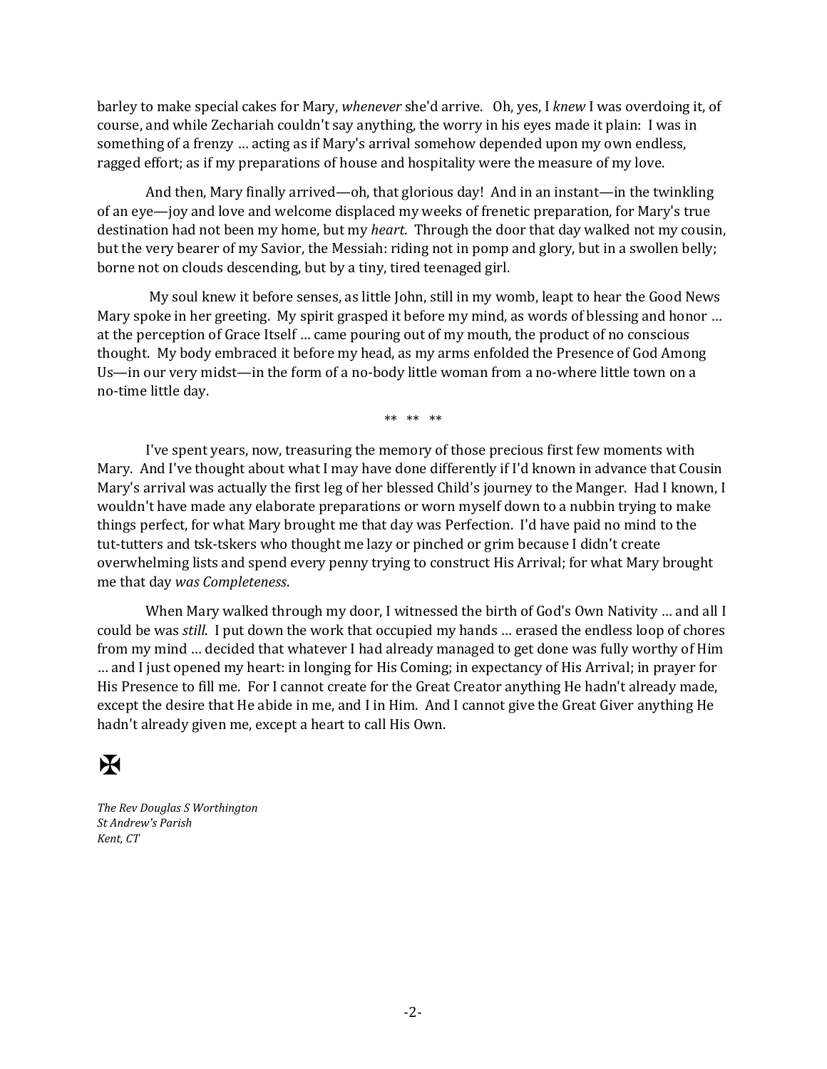barley to make special cakes for Mary, *whenever* she'd arrive. Oh, yes, I *knew* I was overdoing it, of course, and while Zechariah couldn't say anything, the worry in his eyes made it plain: I was in something of a frenzy … acting as if Mary's arrival somehow depended upon my own endless, ragged effort; as if my preparations of house and hospitality were the measure of my love.

And then, Mary finally arrived—oh, that glorious day! And in an instant—in the twinkling of an eye—joy and love and welcome displaced my weeks of frenetic preparation, for Mary's true destination had not been my home, but my *heart*. Through the door that day walked not my cousin, but the very bearer of my Savior, the Messiah: riding not in pomp and glory, but in a swollen belly; borne not on clouds descending, but by a tiny, tired teenaged girl.

My soul knew it before senses, as little John, still in my womb, leapt to hear the Good News Mary spoke in her greeting. My spirit grasped it before my mind, as words of blessing and honor … at the perception of Grace Itself … came pouring out of my mouth, the product of no conscious thought. My body embraced it before my head, as my arms enfolded the Presence of God Among Us—in our very midst—in the form of a no-body little woman from a no-where little town on a no-time little day.

** ** **

I've spent years, now, treasuring the memory of those precious first few moments with Mary. And I've thought about what I may have done differently if I'd known in advance that Cousin Mary's arrival was actually the first leg of her blessed Child's journey to the Manger. Had I known, I wouldn't have made any elaborate preparations or worn myself down to a nubbin trying to make things perfect, for what Mary brought me that day was Perfection. I'd have paid no mind to the tut-tutters and tsk-tskers who thought me lazy or pinched or grim because I didn't create overwhelming lists and spend every penny trying to construct His Arrival; for what Mary brought me that day *was Completeness*.

When Mary walked through my door, I witnessed the birth of God's Own Nativity … and all I could be was *still*. I put down the work that occupied my hands … erased the endless loop of chores from my mind … decided that whatever I had already managed to get done was fully worthy of Him … and I just opened my heart: in longing for His Coming; in expectancy of His Arrival; in prayer for His Presence to fill me. For I cannot create for the Great Creator anything He hadn't already made, except the desire that He abide in me, and I in Him. And I cannot give the Great Giver anything He hadn't already given me, except a heart to call His Own.

✠

*The Rev Douglas S Worthington*
*St Andrew's Parish*
*Kent, CT*